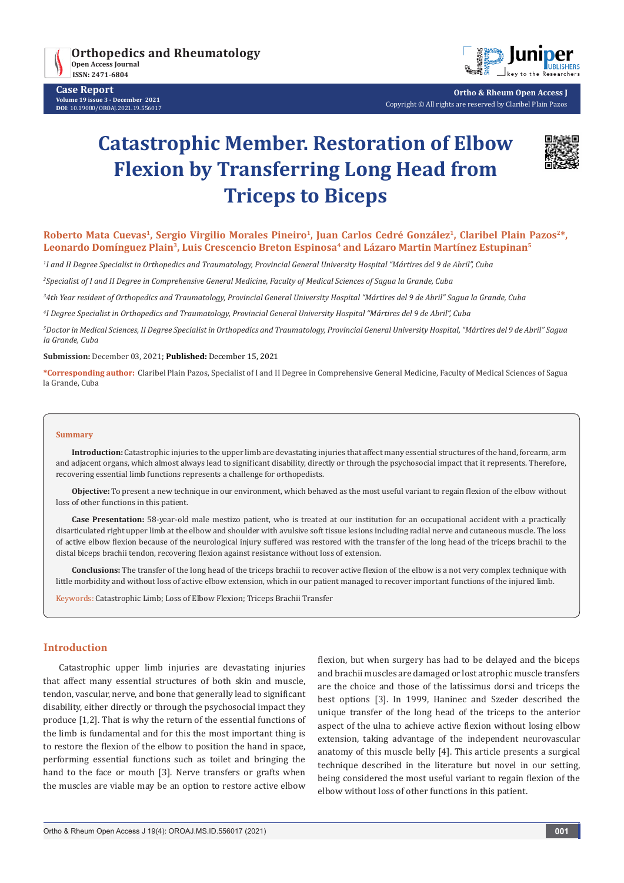# Catastrophic Member. Restoration of Elbow Flexion by Transferring Long Head from Triceps to Biceps

**Roberto Mata Cuevas[1], Sergio Virgilio Morales Pineiro[1], Juan Carlos Cedré González[1], Claribel Plain Pazos[2]*, Leonardo Domínguez Plain[3], Luis Crescencio Breton Espinosa[4] and Lázaro Martin Martínez Estupinan[5]**

*[1]I and II Degree Specialist in Orthopedics and Traumatology, Provincial General University Hospital "Mártires del 9 de Abril", Cuba*

*[2]Specialist of I and II Degree in Comprehensive General Medicine, Faculty of Medical Sciences of Sagua la Grande, Cuba*

*[3]4th Year resident of Orthopedics and Traumatology, Provincial General University Hospital "Mártires del 9 de Abril" Sagua la Grande, Cuba*

*[4]I Degree Specialist in Orthopedics and Traumatology, Provincial General University Hospital "Mártires del 9 de Abril", Cuba*

*[5]Doctor in Medical Sciences, II Degree Specialist in Orthopedics and Traumatology, Provincial General University Hospital, "Mártires del 9 de Abril" Sagua la Grande, Cuba*

**Submission:** December 03, 2021; **Published:** December 15, 2021

**\*Corresponding author:** Claribel Plain Pazos, Specialist of I and II Degree in Comprehensive General Medicine, Faculty of Medical Sciences of Sagua la Grande, Cuba

## Summary

**Introduction:** Catastrophic injuries to the upper limb are devastating injuries that affect many essential structures of the hand, forearm, arm and adjacent organs, which almost always lead to significant disability, directly or through the psychosocial impact that it represents. Therefore, recovering essential limb functions represents a challenge for orthopedists.

**Objective:** To present a new technique in our environment, which behaved as the most useful variant to regain flexion of the elbow without loss of other functions in this patient.

**Case Presentation:** 58-year-old male mestizo patient, who is treated at our institution for an occupational accident with a practically disarticulated right upper limb at the elbow and shoulder with avulsive soft tissue lesions including radial nerve and cutaneous muscle. The loss of active elbow flexion because of the neurological injury suffered was restored with the transfer of the long head of the triceps brachii to the distal biceps brachii tendon, recovering flexion against resistance without loss of extension.

**Conclusions:** The transfer of the long head of the triceps brachii to recover active flexion of the elbow is a not very complex technique with little morbidity and without loss of active elbow extension, which in our patient managed to recover important functions of the injured limb.

Keywords: Catastrophic Limb; Loss of Elbow Flexion; Triceps Brachii Transfer

## Introduction

Catastrophic upper limb injuries are devastating injuries that affect many essential structures of both skin and muscle, tendon, vascular, nerve, and bone that generally lead to significant disability, either directly or through the psychosocial impact they produce [1,2]. That is why the return of the essential functions of the limb is fundamental and for this the most important thing is to restore the flexion of the elbow to position the hand in space, performing essential functions such as toilet and bringing the hand to the face or mouth [3]. Nerve transfers or grafts when the muscles are viable may be an option to restore active elbow flexion, but when surgery has had to be delayed and the biceps and brachii muscles are damaged or lost atrophic muscle transfers are the choice and those of the latissimus dorsi and triceps the best options [3]. In 1999, Haninec and Szeder described the unique transfer of the long head of the triceps to the anterior aspect of the ulna to achieve active flexion without losing elbow extension, taking advantage of the independent neurovascular anatomy of this muscle belly [4]. This article presents a surgical technique described in the literature but novel in our setting, being considered the most useful variant to regain flexion of the elbow without loss of other functions in this patient.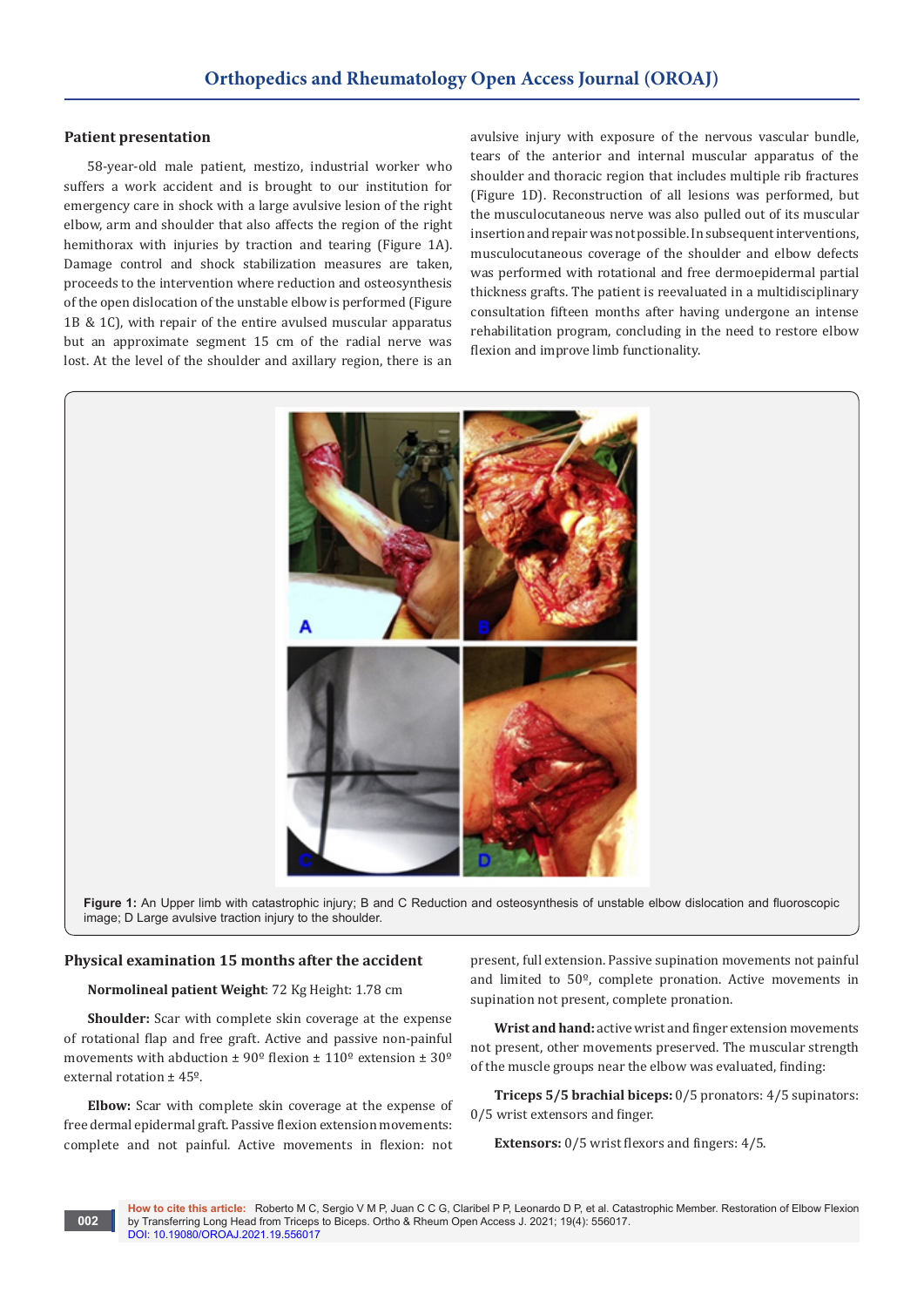## Patient presentation

58-year-old male patient, mestizo, industrial worker who suffers a work accident and is brought to our institution for emergency care in shock with a large avulsive lesion of the right elbow, arm and shoulder that also affects the region of the right hemithorax with injuries by traction and tearing (Figure 1A). Damage control and shock stabilization measures are taken, proceeds to the intervention where reduction and osteosynthesis of the open dislocation of the unstable elbow is performed (Figure 1B & 1C), with repair of the entire avulsed muscular apparatus but an approximate segment 15 cm of the radial nerve was lost. At the level of the shoulder and axillary region, there is an avulsive injury with exposure of the nervous vascular bundle, tears of the anterior and internal muscular apparatus of the shoulder and thoracic region that includes multiple rib fractures (Figure 1D). Reconstruction of all lesions was performed, but the musculocutaneous nerve was also pulled out of its muscular insertion and repair was not possible. In subsequent interventions, musculocutaneous coverage of the shoulder and elbow defects was performed with rotational and free dermoepidermal partial thickness grafts. The patient is reevaluated in a multidisciplinary consultation fifteen months after having undergone an intense rehabilitation program, concluding in the need to restore elbow flexion and improve limb functionality.

**Figure 1:** An Upper limb with catastrophic injury; B and C Reduction and osteosynthesis of unstable elbow dislocation and fluoroscopic image; D Large avulsive traction injury to the shoulder.

## Physical examination 15 months after the accident

**Normolineal patient Weight**: 72 Kg Height: 1.78 cm

**Shoulder:** Scar with complete skin coverage at the expense of rotational flap and free graft. Active and passive non-painful movements with abduction ± 90º flexion ± 110º extension ± 30º external rotation ± 45º.

**Elbow:** Scar with complete skin coverage at the expense of free dermal epidermal graft. Passive flexion extension movements: complete and not painful. Active movements in flexion: not present, full extension. Passive supination movements not painful and limited to 50º, complete pronation. Active movements in supination not present, complete pronation.

**Wrist and hand:** active wrist and finger extension movements not present, other movements preserved. The muscular strength of the muscle groups near the elbow was evaluated, finding:

**Triceps 5/5 brachial biceps:** 0/5 pronators: 4/5 supinators: 0/5 wrist extensors and finger.

**Extensors:** 0/5 wrist flexors and fingers: 4/5.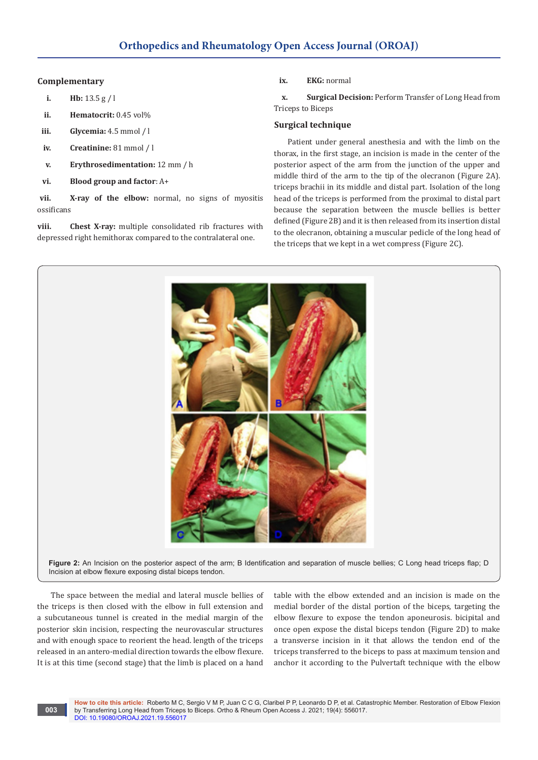### Complementary

i. **Hb:** 13.5 g / l

ii. **Hematocrit:** 0.45 vol%

iii. **Glycemia:** 4.5 mmol / l

iv. **Creatinine:** 81 mmol / l

v. **Erythrosedimentation:** 12 mm / h

vi. **Blood group and factor**: A+

vii. **X-ray of the elbow:** normal, no signs of myositis ossificans

viii. **Chest X-ray:** multiple consolidated rib fractures with depressed right hemithorax compared to the contralateral one.

ix. **EKG:** normal

x. **Surgical Decision:** Perform Transfer of Long Head from Triceps to Biceps

### Surgical technique

Patient under general anesthesia and with the limb on the thorax, in the first stage, an incision is made in the center of the posterior aspect of the arm from the junction of the upper and middle third of the arm to the tip of the olecranon (Figure 2A). triceps brachii in its middle and distal part. Isolation of the long head of the triceps is performed from the proximal to distal part because the separation between the muscle bellies is better defined (Figure 2B) and it is then released from its insertion distal to the olecranon, obtaining a muscular pedicle of the long head of the triceps that we kept in a wet compress (Figure 2C).

**Figure 2:** An Incision on the posterior aspect of the arm; B Identification and separation of muscle bellies; C Long head triceps flap; D Incision at elbow flexure exposing distal biceps tendon.

The space between the medial and lateral muscle bellies of the triceps is then closed with the elbow in full extension and a subcutaneous tunnel is created in the medial margin of the posterior skin incision, respecting the neurovascular structures and with enough space to reorient the head. length of the triceps released in an antero-medial direction towards the elbow flexure. It is at this time (second stage) that the limb is placed on a hand table with the elbow extended and an incision is made on the medial border of the distal portion of the biceps, targeting the elbow flexure to expose the tendon aponeurosis. bicipital and once open expose the distal biceps tendon (Figure 2D) to make a transverse incision in it that allows the tendon end of the triceps transferred to the biceps to pass at maximum tension and anchor it according to the Pulvertaft technique with the elbow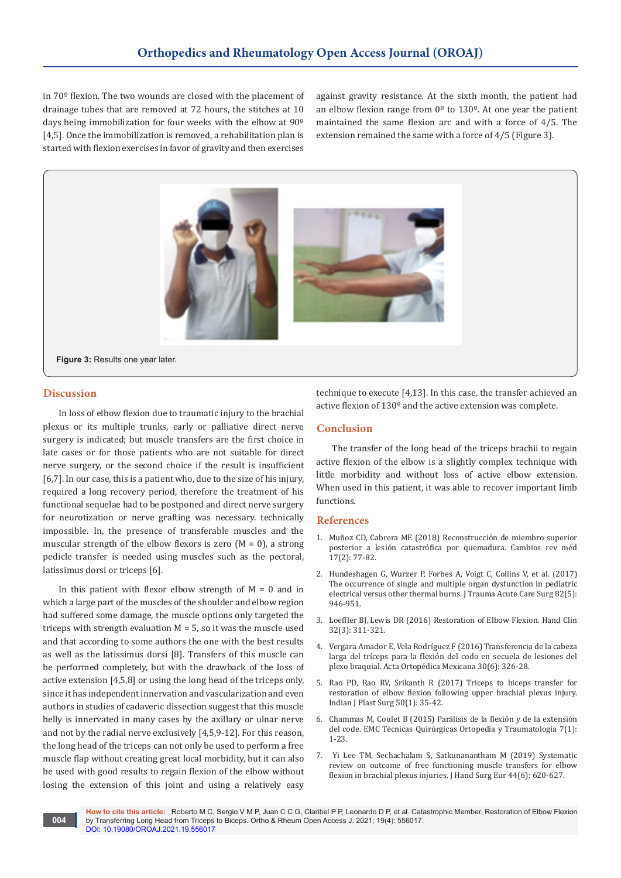in 70º flexion. The two wounds are closed with the placement of drainage tubes that are removed at 72 hours, the stitches at 10 days being immobilization for four weeks with the elbow at 90º [4,5]. Once the immobilization is removed, a rehabilitation plan is started with flexion exercises in favor of gravity and then exercises against gravity resistance. At the sixth month, the patient had an elbow flexion range from 0º to 130º. At one year the patient maintained the same flexion arc and with a force of 4/5. The extension remained the same with a force of 4/5 (Figure 3).

**Figure 3:** Results one year later.

## Discussion

In loss of elbow flexion due to traumatic injury to the brachial plexus or its multiple trunks, early or palliative direct nerve surgery is indicated; but muscle transfers are the first choice in late cases or for those patients who are not suitable for direct nerve surgery, or the second choice if the result is insufficient [6,7]. In our case, this is a patient who, due to the size of his injury, required a long recovery period, therefore the treatment of his functional sequelae had to be postponed and direct nerve surgery for neurotization or nerve grafting was necessary. technically impossible. In, the presence of transferable muscles and the muscular strength of the elbow flexors is zero (M = 0), a strong pedicle transfer is needed using muscles such as the pectoral, latissimus dorsi or triceps [6].

In this patient with flexor elbow strength of M = 0 and in which a large part of the muscles of the shoulder and elbow region had suffered some damage, the muscle options only targeted the triceps with strength evaluation M = 5, so it was the muscle used and that according to some authors the one with the best results as well as the latissimus dorsi [8]. Transfers of this muscle can be performed completely, but with the drawback of the loss of active extension [4,5,8] or using the long head of the triceps only, since it has independent innervation and vascularization and even authors in studies of cadaveric dissection suggest that this muscle belly is innervated in many cases by the axillary or ulnar nerve and not by the radial nerve exclusively [4,5,9-12]. For this reason, the long head of the triceps can not only be used to perform a free muscle flap without creating great local morbidity, but it can also be used with good results to regain flexion of the elbow without losing the extension of this joint and using a relatively easy technique to execute [4,13]. In this case, the transfer achieved an active flexion of 130º and the active extension was complete.

## Conclusion

The transfer of the long head of the triceps brachii to regain active flexion of the elbow is a slightly complex technique with little morbidity and without loss of active elbow extension. When used in this patient, it was able to recover important limb functions.

## References

1. Muñoz CD, Cabrera ME (2018) Reconstrucción de miembro superior posterior a lesión catastrófica por quemadura. Cambios rev méd 17(2): 77-82.
2. Hundeshagen G, Wurzer P, Forbes A, Voigt C, Collins V, et al. (2017) The occurrence of single and multiple organ dysfunction in pediatric electrical versus other thermal burns. J Trauma Acute Care Surg 82(5): 946-951.
3. Loeffler BJ, Lewis DR (2016) Restoration of Elbow Flexion. Hand Clin 32(3): 311-321.
4. Vergara Amador E, Vela Rodríguez F (2016) Transferencia de la cabeza larga del tríceps para la flexión del codo en secuela de lesiones del plexo braquial. Acta Ortopédica Mexicana 30(6): 326-28.
5. Rao PD, Rao RV, Srikanth R (2017) Triceps to biceps transfer for restoration of elbow flexion following upper brachial plexus injury. Indian J Plast Surg 50(1): 35-42.
6. Chammas M, Coulet B (2015) Parálisis de la flexión y de la extensión del code. EMC Técnicas Quirúrgicas Ortopedia y Traumatología 7(1): 1-23.
7. Yi Lee TM, Sechachalam S, Satkunanantham M (2019) Systematic review on outcome of free functioning muscle transfers for elbow flexion in brachial plexus injuries. J Hand Surg Eur 44(6): 620-627.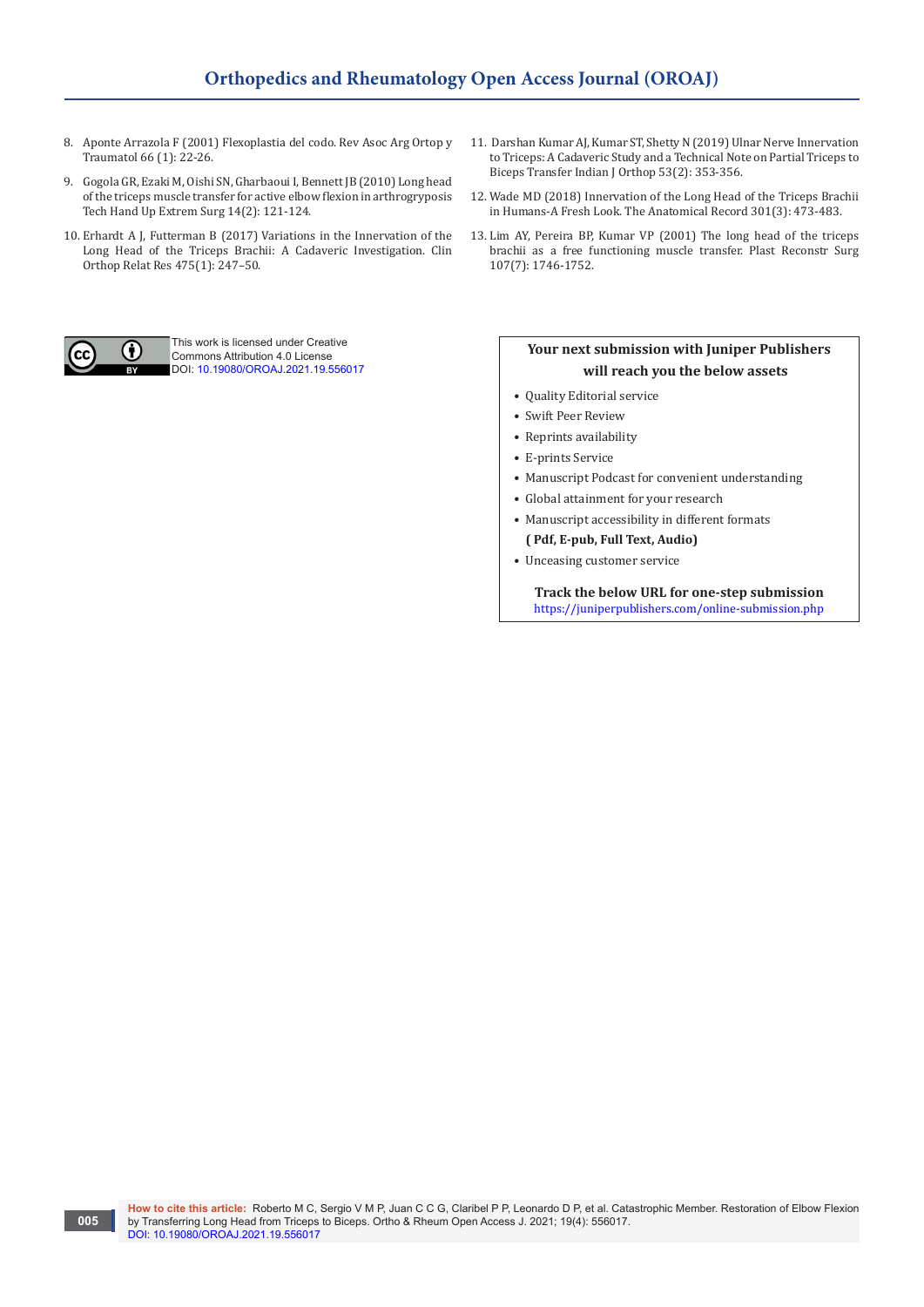8. Aponte Arrazola F (2001) Flexoplastia del codo. Rev Asoc Arg Ortop y Traumatol 66 (1): 22-26.
9. Gogola GR, Ezaki M, Oishi SN, Gharbaoui I, Bennett JB (2010) Long head of the triceps muscle transfer for active elbow flexion in arthrogryposis Tech Hand Up Extrem Surg 14(2): 121-124.
10. Erhardt A J, Futterman B (2017) Variations in the Innervation of the Long Head of the Triceps Brachii: A Cadaveric Investigation. Clin Orthop Relat Res 475(1): 247–50.
11. Darshan Kumar AJ, Kumar ST, Shetty N (2019) Ulnar Nerve Innervation to Triceps: A Cadaveric Study and a Technical Note on Partial Triceps to Biceps Transfer Indian J Orthop 53(2): 353-356.
12. Wade MD (2018) Innervation of the Long Head of the Triceps Brachii in Humans-A Fresh Look. The Anatomical Record 301(3): 473-483.
13. Lim AY, Pereira BP, Kumar VP (2001) The long head of the triceps brachii as a free functioning muscle transfer. Plast Reconstr Surg 107(7): 1746-1752.

This work is licensed under Creative Commons Attribution 4.0 License
DOI: 10.19080/OROAJ.2021.19.556017

**Your next submission with Juniper Publishers will reach you the below assets**

- Quality Editorial service
- Swift Peer Review
- Reprints availability
- E-prints Service
- Manuscript Podcast for convenient understanding
- Global attainment for your research
- Manuscript accessibility in different formats
  **( Pdf, E-pub, Full Text, Audio)**
- Unceasing customer service

**Track the below URL for one-step submission**
https://juniperpublishers.com/online-submission.php

**How to cite this article:** Roberto M C, Sergio V M P, Juan C C G, Claribel P P, Leonardo D P, et al. Catastrophic Member. Restoration of Elbow Flexion by Transferring Long Head from Triceps to Biceps. Ortho & Rheum Open Access J. 2021; 19(4): 556017. DOI: 10.19080/OROAJ.2021.19.556017